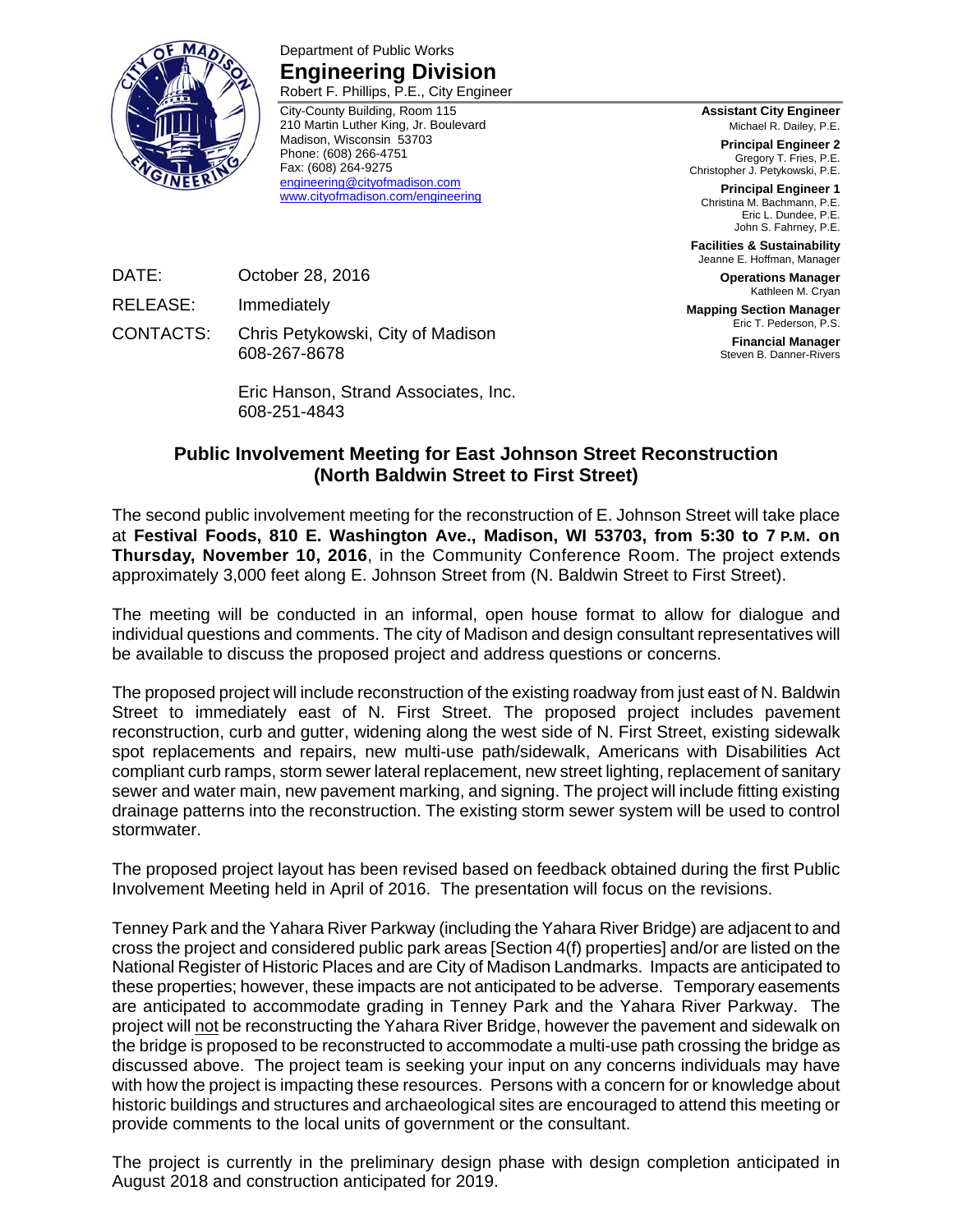Department of Public Works

# Engineering Division

Robert F. Phillips, P.E., City Engineer

City-County Building, Room 115
210 Martin Luther King, Jr. Boulevard
Madison, Wisconsin 53703
Phone: (608) 266-4751
Fax: (608) 264-9275
engineering@cityofmadison.com
www.cityofmadison.com/engineering

**Assistant City Engineer**
Michael R. Dailey, P.E.

**Principal Engineer 2**
Gregory T. Fries, P.E.
Christopher J. Petykowski, P.E.

**Principal Engineer 1**
Christina M. Bachmann, P.E.
Eric L. Dundee, P.E.
John S. Fahrney, P.E.

**Facilities & Sustainability**
Jeanne E. Hoffman, Manager

**Operations Manager**
Kathleen M. Cryan

**Mapping Section Manager**
Eric T. Pederson, P.S.

**Financial Manager**
Steven B. Danner-Rivers

DATE: October 28, 2016

RELEASE: Immediately

CONTACTS: Chris Petykowski, City of Madison
608-267-8678

Eric Hanson, Strand Associates, Inc.
608-251-4843

## Public Involvement Meeting for East Johnson Street Reconstruction (North Baldwin Street to First Street)

The second public involvement meeting for the reconstruction of E. Johnson Street will take place at **Festival Foods, 810 E. Washington Ave., Madison, WI 53703, from 5:30 to 7 P.M. on Thursday, November 10, 2016**, in the Community Conference Room. The project extends approximately 3,000 feet along E. Johnson Street from (N. Baldwin Street to First Street).

The meeting will be conducted in an informal, open house format to allow for dialogue and individual questions and comments. The city of Madison and design consultant representatives will be available to discuss the proposed project and address questions or concerns.

The proposed project will include reconstruction of the existing roadway from just east of N. Baldwin Street to immediately east of N. First Street. The proposed project includes pavement reconstruction, curb and gutter, widening along the west side of N. First Street, existing sidewalk spot replacements and repairs, new multi-use path/sidewalk, Americans with Disabilities Act compliant curb ramps, storm sewer lateral replacement, new street lighting, replacement of sanitary sewer and water main, new pavement marking, and signing. The project will include fitting existing drainage patterns into the reconstruction. The existing storm sewer system will be used to control stormwater.

The proposed project layout has been revised based on feedback obtained during the first Public Involvement Meeting held in April of 2016. The presentation will focus on the revisions.

Tenney Park and the Yahara River Parkway (including the Yahara River Bridge) are adjacent to and cross the project and considered public park areas [Section 4(f) properties] and/or are listed on the National Register of Historic Places and are City of Madison Landmarks. Impacts are anticipated to these properties; however, these impacts are not anticipated to be adverse. Temporary easements are anticipated to accommodate grading in Tenney Park and the Yahara River Parkway. The project will not be reconstructing the Yahara River Bridge, however the pavement and sidewalk on the bridge is proposed to be reconstructed to accommodate a multi-use path crossing the bridge as discussed above. The project team is seeking your input on any concerns individuals may have with how the project is impacting these resources. Persons with a concern for or knowledge about historic buildings and structures and archaeological sites are encouraged to attend this meeting or provide comments to the local units of government or the consultant.

The project is currently in the preliminary design phase with design completion anticipated in August 2018 and construction anticipated for 2019.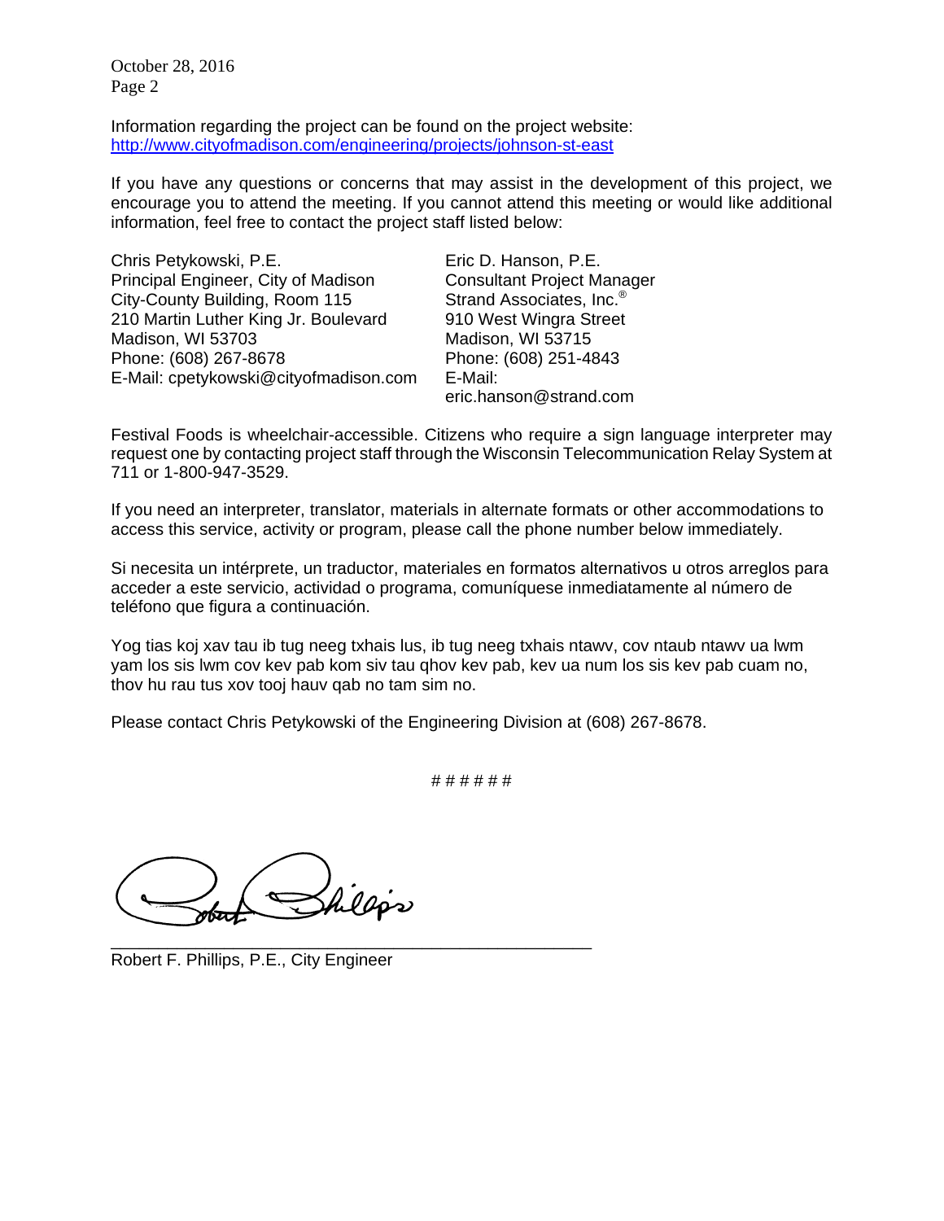Information regarding the project can be found on the project website:
http://www.cityofmadison.com/engineering/projects/johnson-st-east

If you have any questions or concerns that may assist in the development of this project, we encourage you to attend the meeting. If you cannot attend this meeting or would like additional information, feel free to contact the project staff listed below:

Chris Petykowski, P.E.
Principal Engineer, City of Madison
City-County Building, Room 115
210 Martin Luther King Jr. Boulevard
Madison, WI 53703
Phone: (608) 267-8678
E-Mail: cpetykowski@cityofmadison.com

Eric D. Hanson, P.E.
Consultant Project Manager
Strand Associates, Inc.®
910 West Wingra Street
Madison, WI 53715
Phone: (608) 251-4843
E-Mail:
eric.hanson@strand.com

Festival Foods is wheelchair-accessible. Citizens who require a sign language interpreter may request one by contacting project staff through the Wisconsin Telecommunication Relay System at 711 or 1-800-947-3529.

If you need an interpreter, translator, materials in alternate formats or other accommodations to access this service, activity or program, please call the phone number below immediately.

Si necesita un intérprete, un traductor, materiales en formatos alternativos u otros arreglos para acceder a este servicio, actividad o programa, comuníquese inmediatamente al número de teléfono que figura a continuación.

Yog tias koj xav tau ib tug neeg txhais lus, ib tug neeg txhais ntawv, cov ntaub ntawv ua lwm yam los sis lwm cov kev pab kom siv tau qhov kev pab, kev ua num los sis kev pab cuam no, thov hu rau tus xov tooj hauv qab no tam sim no.

Please contact Chris Petykowski of the Engineering Division at (608) 267-8678.

# # # # # #

Robert F. Phillips, P.E., City Engineer